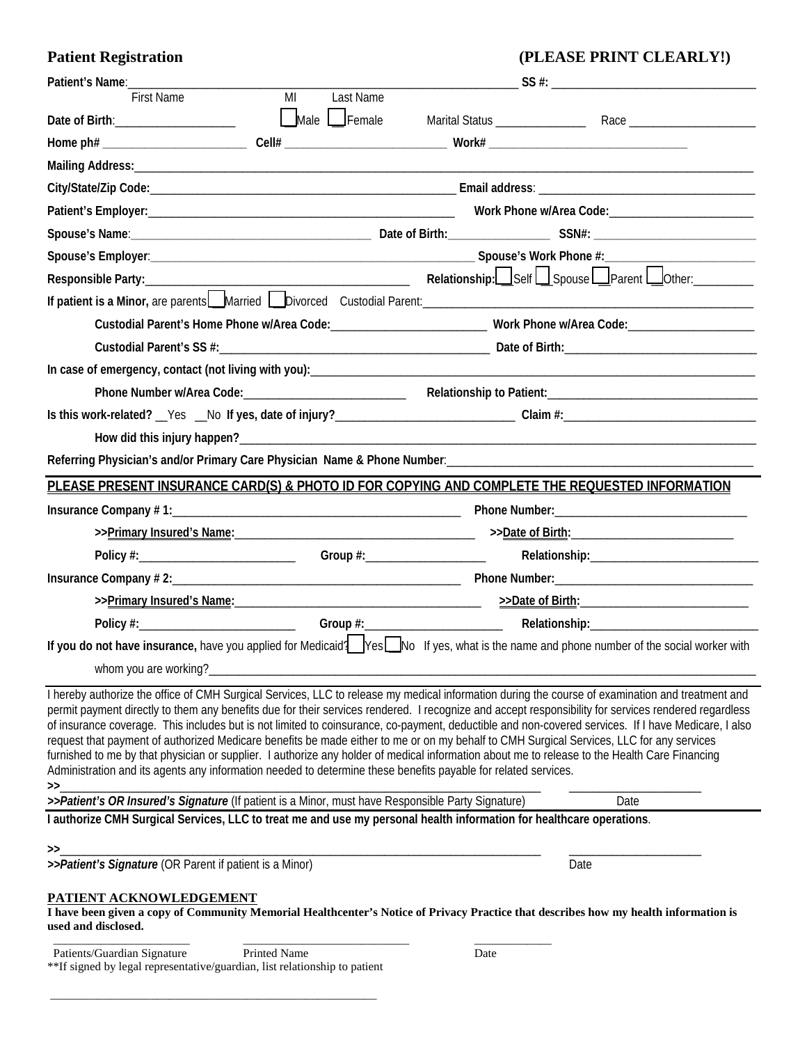**Patient Registration** **(PLEASE PRINT CLEARLY!)**

**Patient's Name**:_____________________________________________ **SS #:** ______________________
First Name MI Last Name

**Date of Birth**:__________________ ☐ Male ☐ Female Marital Status ____________ Race ________________

**Home ph#** ____________________ **Cell#** ______________________ **Work#** ___________________________

**Mailing Address:**_______________________________________________________________________________

**City/State/Zip Code:**____________________________________________ **Email address**: ___________________________

**Patient's Employer:**__________________________________________ **Work Phone w/Area Code:**____________________

**Spouse's Name**:________________________________ **Date of Birth:**______________ **SSN#:** ____________________

**Spouse's Employer**:_____________________________________________ **Spouse's Work Phone #:**___________________

**Responsible Party:**______________________________________ **Relationship:** ☐ Self ☐ Spouse ☐ Parent ☐ Other:________

**If patient is a Minor,** are parents ☐ Married ☐ Divorced Custodial Parent:_____________________________________________

**Custodial Parent's Home Phone w/Area Code:**______________________ **Work Phone w/Area Code:**_________________

**Custodial Parent's SS #:**_______________________________________ **Date of Birth:**___________________________

**In case of emergency, contact (not living with you):**_________________________________________________________

**Phone Number w/Area Code:**________________________ **Relationship to Patient:**___________________________

**Is this work-related?** __Yes __No **If yes, date of injury?**__________________________ **Claim #:**__________________________

**How did this injury happen?**_________________________________________________________________________

**Referring Physician's and/or Primary Care Physician Name & Phone Number**:________________________________________

**PLEASE PRESENT INSURANCE CARD(S) & PHOTO ID FOR COPYING AND COMPLETE THE REQUESTED INFORMATION**

**Insurance Company # 1:**__________________________________________ **Phone Number:**__________________________

**>>Primary Insured's Name:**____________________________________ **>>Date of Birth:**_______________________

**Policy #:**______________________ **Group #:**__________________ **Relationship:**_______________________

**Insurance Company # 2:**__________________________________________ **Phone Number:**__________________________

**>>Primary Insured's Name:**____________________________________ **>>Date of Birth:**_______________________

**Policy #:**______________________ **Group #:**__________________ **Relationship:**_______________________

**If you do not have insurance,** have you applied for Medicaid? ☐ Yes ☐ No If yes, what is the name and phone number of the social worker with whom you are working?_______________________________________________________________________

I hereby authorize the office of CMH Surgical Services, LLC to release my medical information during the course of examination and treatment and permit payment directly to them any benefits due for their services rendered. I recognize and accept responsibility for services rendered regardless of insurance coverage. This includes but is not limited to coinsurance, co-payment, deductible and non-covered services. If I have Medicare, I also request that payment of authorized Medicare benefits be made either to me or on my behalf to CMH Surgical Services, LLC for any services furnished to me by that physician or supplier. I authorize any holder of medical information about me to release to the Health Care Financing Administration and its agents any information needed to determine these benefits payable for related services.

>>_______________________________________________________________ ____________________
***>>Patient's OR Insured's Signature*** (If patient is a Minor, must have Responsible Party Signature) Date

**I authorize CMH Surgical Services, LLC to treat me and use my personal health information for healthcare operations**.

>>_______________________________________________________________ ____________________
***>>Patient's Signature*** (OR Parent if patient is a Minor) Date

**PATIENT ACKNOWLEDGEMENT**

**I have been given a copy of Community Memorial Healthcenter's Notice of Privacy Practice that describes how my health information is used and disclosed.**

____________________ ________________________ ____________
Patients/Guardian Signature Printed Name Date

**If signed by legal representative/guardian, list relationship to patient

_____________________________________________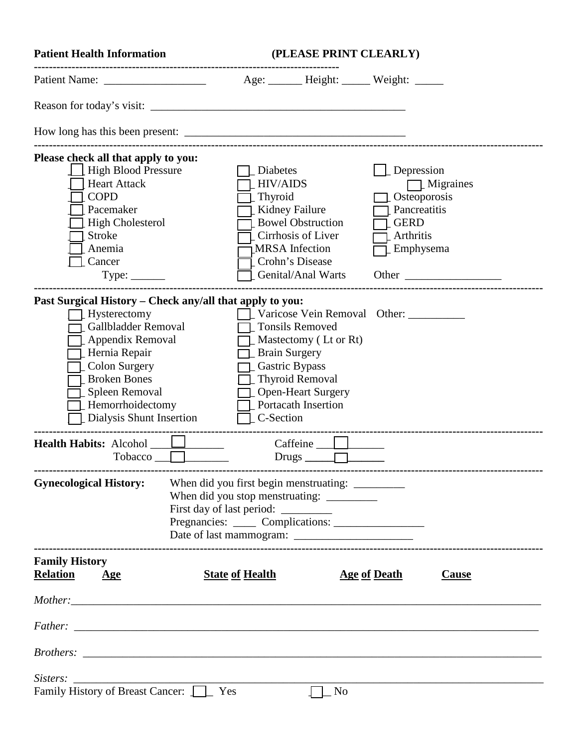**Patient Health Information** **(PLEASE PRINT CLEARLY)**

---

Patient Name: __________________ Age: ______ Height: _____ Weight: _____

Reason for today's visit: _____________________________________________

How long has this been present: ________________________________________

---

**Please check all that apply to you:**

- ☐ High Blood Pressure
- ☐ Heart Attack
- ☐ COPD
- ☐ Pacemaker
- ☐ High Cholesterol
- ☐ Stroke
- ☐ Anemia
- ☐ Cancer
  - Type: ______
- ☐ Diabetes
- ☐ HIV/AIDS
- ☐ Thyroid
- ☐ Kidney Failure
- ☐ Bowel Obstruction
- ☐ Cirrhosis of Liver
- ☐ MRSA Infection
- ☐ Crohn's Disease
- ☐ Genital/Anal Warts
- ☐ Depression
- ☐ Migraines
- ☐ Osteoporosis
- ☐ Pancreatitis
- ☐ GERD
- ☐ Arthritis
- ☐ Emphysema
- Other _________________

---

**Past Surgical History – Check any/all that apply to you:**

- ☐ Hysterectomy
- ☐ Gallbladder Removal
- ☐ Appendix Removal
- ☐ Hernia Repair
- ☐ Colon Surgery
- ☐ Broken Bones
- ☐ Spleen Removal
- ☐ Hemorrhoidectomy
- ☐ Dialysis Shunt Insertion
- ☐ Varicose Vein Removal
- ☐ Tonsils Removed
- ☐ Mastectomy ( Lt or Rt)
- ☐ Brain Surgery
- ☐ Gastric Bypass
- ☐ Thyroid Removal
- ☐ Open-Heart Surgery
- ☐ Portacath Insertion
- ☐ C-Section
- Other: __________

---

**Health Habits:** Alcohol ☐ ____________ Caffeine ☐ ____________

Tobacco ☐ ____________ Drugs ☐ ____________

---

**Gynecological History:**

When did you first begin menstruating: _________

When did you stop menstruating: _________

First day of last period: _________

Pregnancies: ____ Complications: ________________

Date of last mammogram: _____________________

---

**Family History**

| **Relation** | **Age** | **State of Health** | **Age of Death** | **Cause** |
|---|---|---|---|---|
| *Mother:* | | | | |
| *Father:* | | | | |
| *Brothers:* | | | | |
| *Sisters:* | | | | |

Family History of Breast Cancer: ☐ Yes ☐ No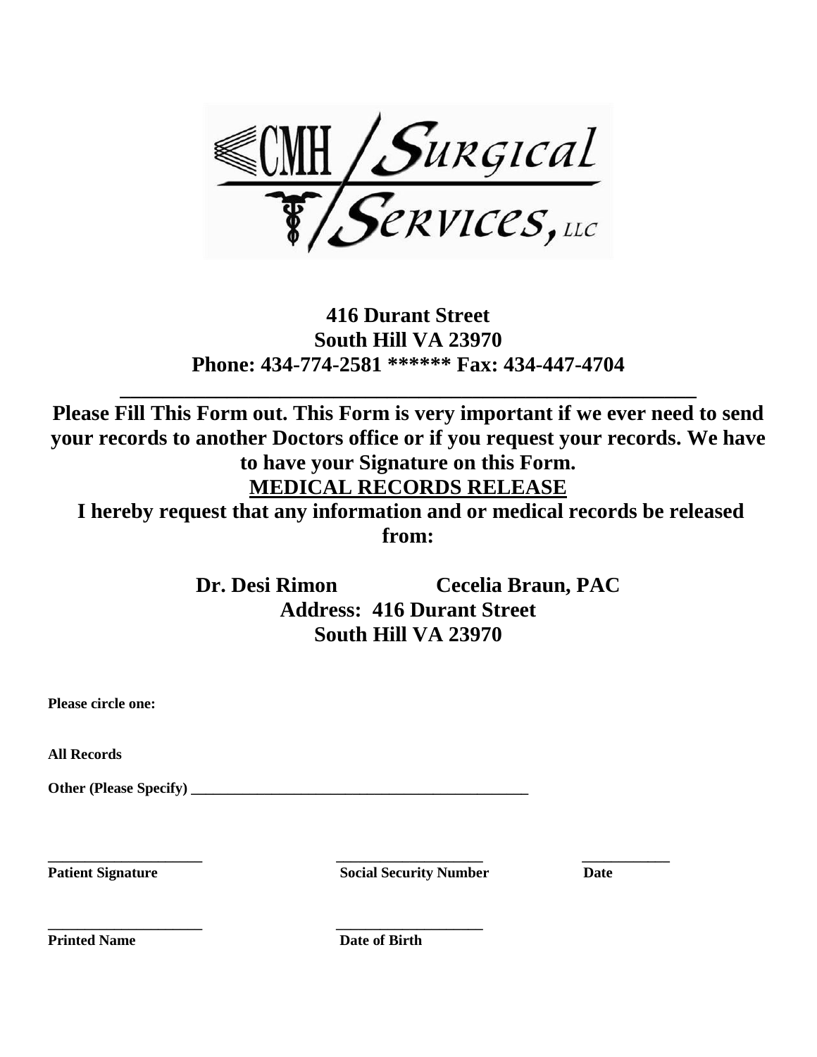CMH / Surgical Services, LLC

**416 Durant Street**
**South Hill VA 23970**
**Phone: 434-774-2581 ****** Fax: 434-447-4704**

---

**Please Fill This Form out. This Form is very important if we ever need to send your records to another Doctors office or if you request your records. We have to have your Signature on this Form.**

## MEDICAL RECORDS RELEASE

**I hereby request that any information and or medical records be released from:**

**Dr. Desi Rimon** **Cecelia Braun, PAC**
**Address: 416 Durant Street**
**South Hill VA 23970**

**Please circle one:**

**All Records**

**Other (Please Specify) _______________________________________________**

| _____________________ | ____________________ | ____________ |
|---|---|---|
| **Patient Signature** | **Social Security Number** | **Date** |
| _____________________ | ____________________ | |
| **Printed Name** | **Date of Birth** | |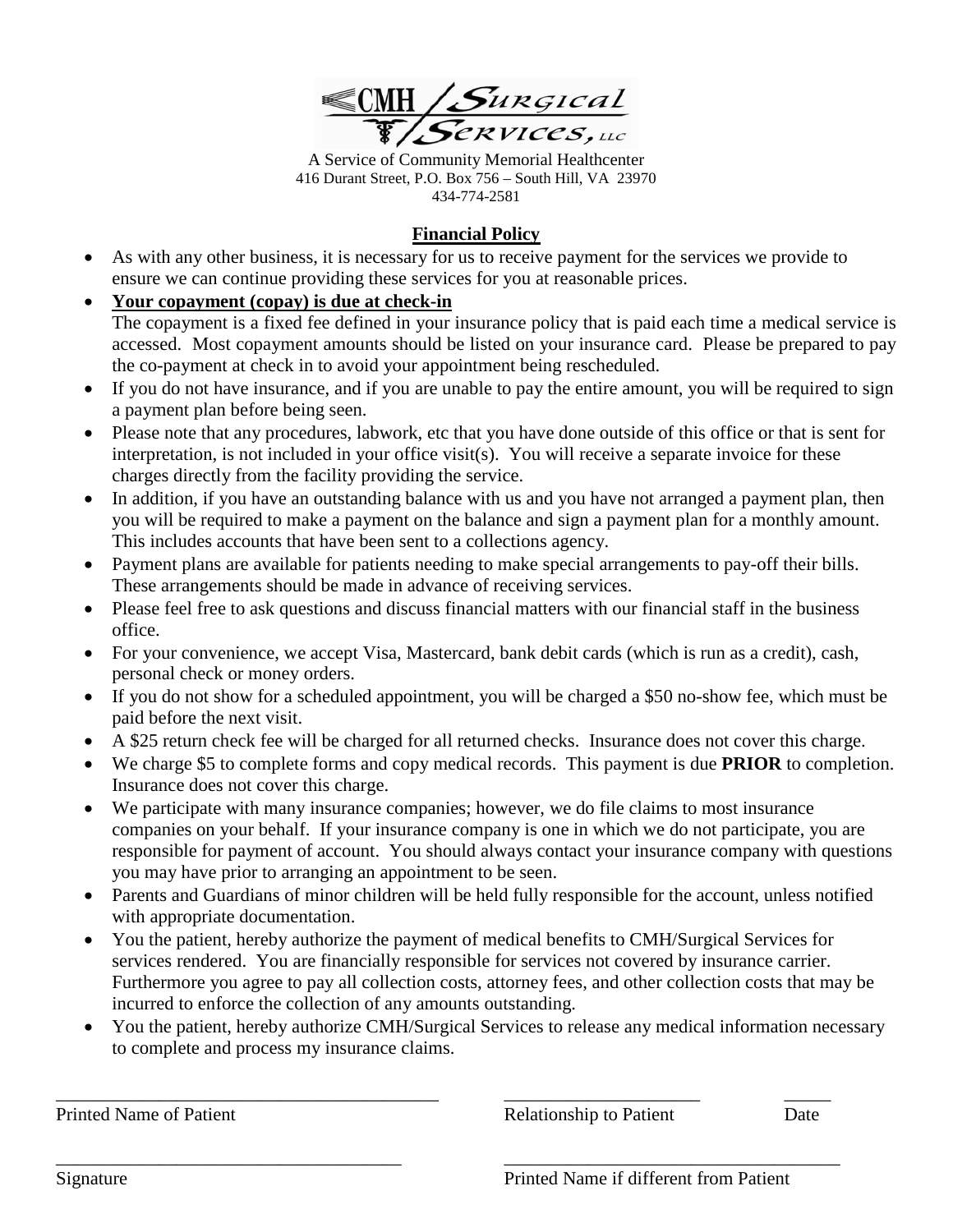CMH / Surgical Services, LLC

A Service of Community Memorial Healthcenter
416 Durant Street, P.O. Box 756 – South Hill, VA 23970
434-774-2581

## Financial Policy

- As with any other business, it is necessary for us to receive payment for the services we provide to ensure we can continue providing these services for you at reasonable prices.
- **Your copayment (copay) is due at check-in**
  The copayment is a fixed fee defined in your insurance policy that is paid each time a medical service is accessed. Most copayment amounts should be listed on your insurance card. Please be prepared to pay the co-payment at check in to avoid your appointment being rescheduled.
- If you do not have insurance, and if you are unable to pay the entire amount, you will be required to sign a payment plan before being seen.
- Please note that any procedures, labwork, etc that you have done outside of this office or that is sent for interpretation, is not included in your office visit(s). You will receive a separate invoice for these charges directly from the facility providing the service.
- In addition, if you have an outstanding balance with us and you have not arranged a payment plan, then you will be required to make a payment on the balance and sign a payment plan for a monthly amount. This includes accounts that have been sent to a collections agency.
- Payment plans are available for patients needing to make special arrangements to pay-off their bills. These arrangements should be made in advance of receiving services.
- Please feel free to ask questions and discuss financial matters with our financial staff in the business office.
- For your convenience, we accept Visa, Mastercard, bank debit cards (which is run as a credit), cash, personal check or money orders.
- If you do not show for a scheduled appointment, you will be charged a $50 no-show fee, which must be paid before the next visit.
- A $25 return check fee will be charged for all returned checks. Insurance does not cover this charge.
- We charge $5 to complete forms and copy medical records. This payment is due **PRIOR** to completion. Insurance does not cover this charge.
- We participate with many insurance companies; however, we do file claims to most insurance companies on your behalf. If your insurance company is one in which we do not participate, you are responsible for payment of account. You should always contact your insurance company with questions you may have prior to arranging an appointment to be seen.
- Parents and Guardians of minor children will be held fully responsible for the account, unless notified with appropriate documentation.
- You the patient, hereby authorize the payment of medical benefits to CMH/Surgical Services for services rendered. You are financially responsible for services not covered by insurance carrier. Furthermore you agree to pay all collection costs, attorney fees, and other collection costs that may be incurred to enforce the collection of any amounts outstanding.
- You the patient, hereby authorize CMH/Surgical Services to release any medical information necessary to complete and process my insurance claims.

\_\_\_\_\_\_\_\_\_\_\_\_\_\_\_\_\_\_\_\_\_\_\_\_\_\_\_\_\_\_\_\_ \_\_\_\_\_\_\_\_\_\_\_\_\_\_\_\_\_\_\_\_ \_\_\_\_\_
Printed Name of Patient Relationship to Patient Date

\_\_\_\_\_\_\_\_\_\_\_\_\_\_\_\_\_\_\_\_\_\_\_\_\_\_\_\_\_\_\_\_ \_\_\_\_\_\_\_\_\_\_\_\_\_\_\_\_\_\_\_\_\_\_\_\_\_\_\_\_\_\_\_\_
Signature Printed Name if different from Patient